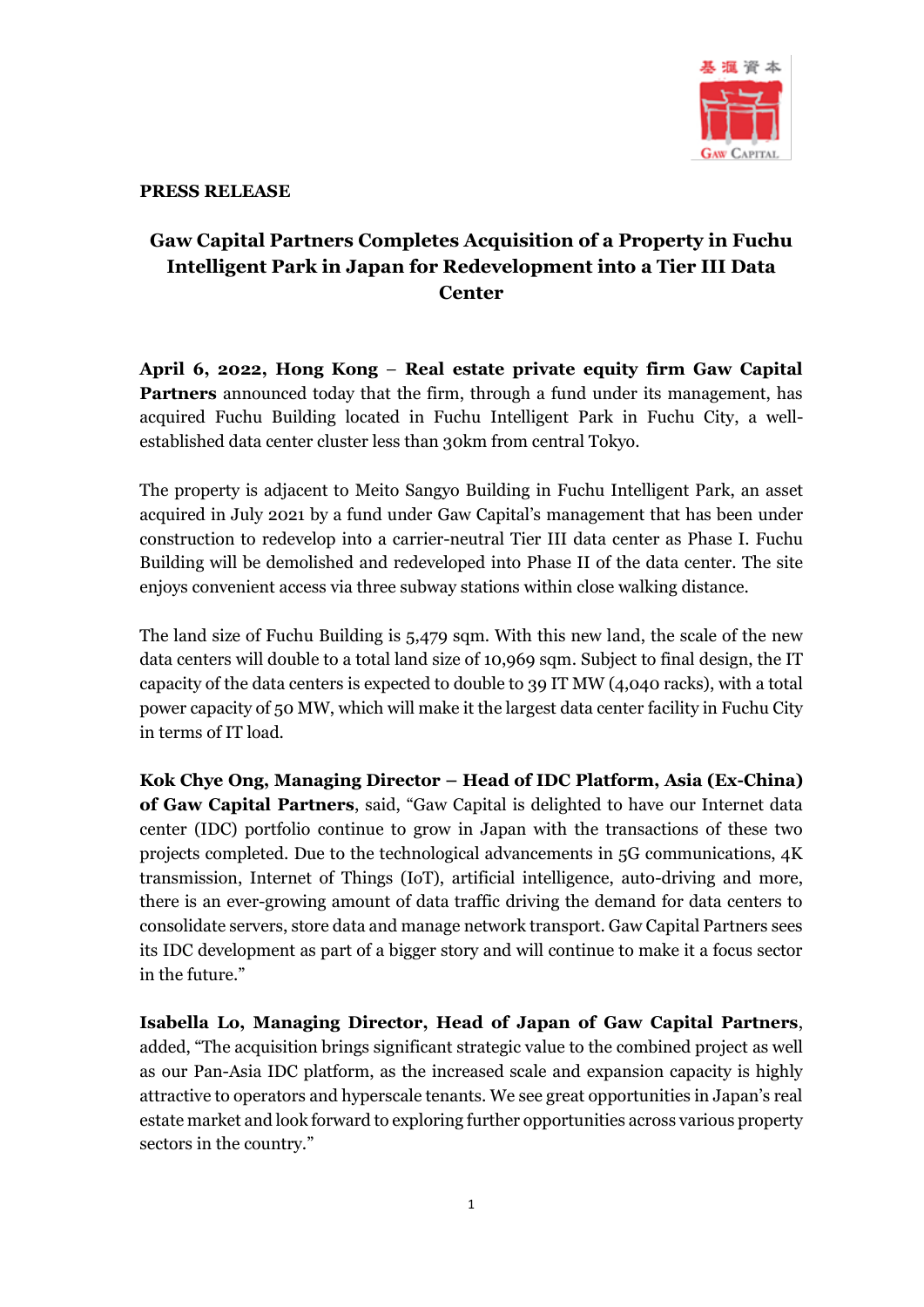**PRESS RELEASE**

# Gaw Capital Partners Completes Acquisition of a Property in Fuchu Intelligent Park in Japan for Redevelopment into a Tier III Data Center

**April 6, 2022, Hong Kong – Real estate private equity firm Gaw Capital Partners** announced today that the firm, through a fund under its management, has acquired Fuchu Building located in Fuchu Intelligent Park in Fuchu City, a well-established data center cluster less than 30km from central Tokyo.

The property is adjacent to Meito Sangyo Building in Fuchu Intelligent Park, an asset acquired in July 2021 by a fund under Gaw Capital's management that has been under construction to redevelop into a carrier-neutral Tier III data center as Phase I. Fuchu Building will be demolished and redeveloped into Phase II of the data center. The site enjoys convenient access via three subway stations within close walking distance.

The land size of Fuchu Building is 5,479 sqm. With this new land, the scale of the new data centers will double to a total land size of 10,969 sqm. Subject to final design, the IT capacity of the data centers is expected to double to 39 IT MW (4,040 racks), with a total power capacity of 50 MW, which will make it the largest data center facility in Fuchu City in terms of IT load.

**Kok Chye Ong, Managing Director – Head of IDC Platform, Asia (Ex-China) of Gaw Capital Partners**, said, "Gaw Capital is delighted to have our Internet data center (IDC) portfolio continue to grow in Japan with the transactions of these two projects completed. Due to the technological advancements in 5G communications, 4K transmission, Internet of Things (IoT), artificial intelligence, auto-driving and more, there is an ever-growing amount of data traffic driving the demand for data centers to consolidate servers, store data and manage network transport. Gaw Capital Partners sees its IDC development as part of a bigger story and will continue to make it a focus sector in the future."

**Isabella Lo, Managing Director, Head of Japan of Gaw Capital Partners**, added, "The acquisition brings significant strategic value to the combined project as well as our Pan-Asia IDC platform, as the increased scale and expansion capacity is highly attractive to operators and hyperscale tenants. We see great opportunities in Japan's real estate market and look forward to exploring further opportunities across various property sectors in the country."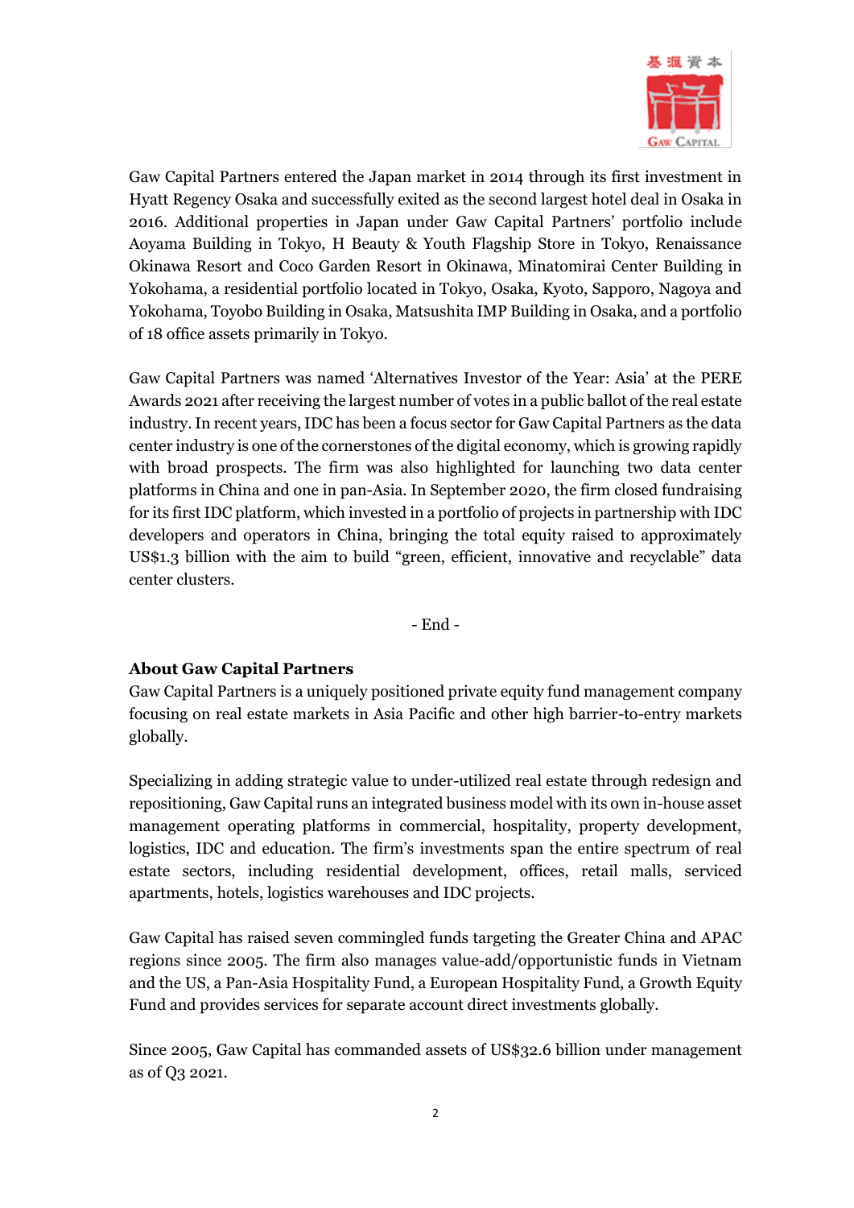Gaw Capital Partners entered the Japan market in 2014 through its first investment in Hyatt Regency Osaka and successfully exited as the second largest hotel deal in Osaka in 2016. Additional properties in Japan under Gaw Capital Partners' portfolio include Aoyama Building in Tokyo, H Beauty & Youth Flagship Store in Tokyo, Renaissance Okinawa Resort and Coco Garden Resort in Okinawa, Minatomirai Center Building in Yokohama, a residential portfolio located in Tokyo, Osaka, Kyoto, Sapporo, Nagoya and Yokohama, Toyobo Building in Osaka, Matsushita IMP Building in Osaka, and a portfolio of 18 office assets primarily in Tokyo.

Gaw Capital Partners was named 'Alternatives Investor of the Year: Asia' at the PERE Awards 2021 after receiving the largest number of votes in a public ballot of the real estate industry. In recent years, IDC has been a focus sector for Gaw Capital Partners as the data center industry is one of the cornerstones of the digital economy, which is growing rapidly with broad prospects. The firm was also highlighted for launching two data center platforms in China and one in pan-Asia. In September 2020, the firm closed fundraising for its first IDC platform, which invested in a portfolio of projects in partnership with IDC developers and operators in China, bringing the total equity raised to approximately US$1.3 billion with the aim to build "green, efficient, innovative and recyclable" data center clusters.

- End -

**About Gaw Capital Partners**

Gaw Capital Partners is a uniquely positioned private equity fund management company focusing on real estate markets in Asia Pacific and other high barrier-to-entry markets globally.

Specializing in adding strategic value to under-utilized real estate through redesign and repositioning, Gaw Capital runs an integrated business model with its own in-house asset management operating platforms in commercial, hospitality, property development, logistics, IDC and education. The firm's investments span the entire spectrum of real estate sectors, including residential development, offices, retail malls, serviced apartments, hotels, logistics warehouses and IDC projects.

Gaw Capital has raised seven commingled funds targeting the Greater China and APAC regions since 2005. The firm also manages value-add/opportunistic funds in Vietnam and the US, a Pan-Asia Hospitality Fund, a European Hospitality Fund, a Growth Equity Fund and provides services for separate account direct investments globally.

Since 2005, Gaw Capital has commanded assets of US$32.6 billion under management as of Q3 2021.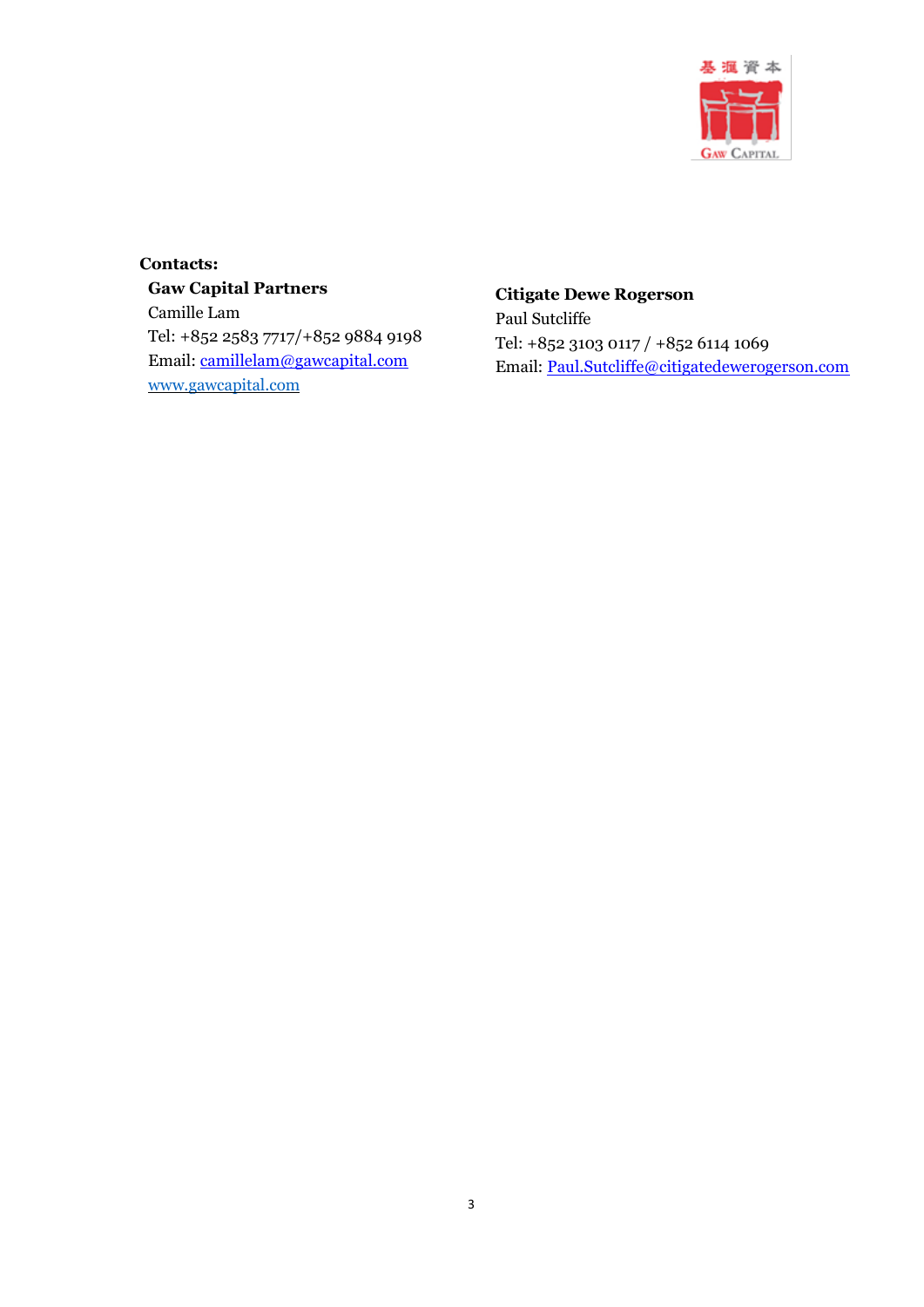**Contacts:**

**Gaw Capital Partners**
Camille Lam
Tel: +852 2583 7717/+852 9884 9198
Email: camillelam@gawcapital.com
www.gawcapital.com

**Citigate Dewe Rogerson**
Paul Sutcliffe
Tel: +852 3103 0117 / +852 6114 1069
Email: Paul.Sutcliffe@citigatedewerogerson.com